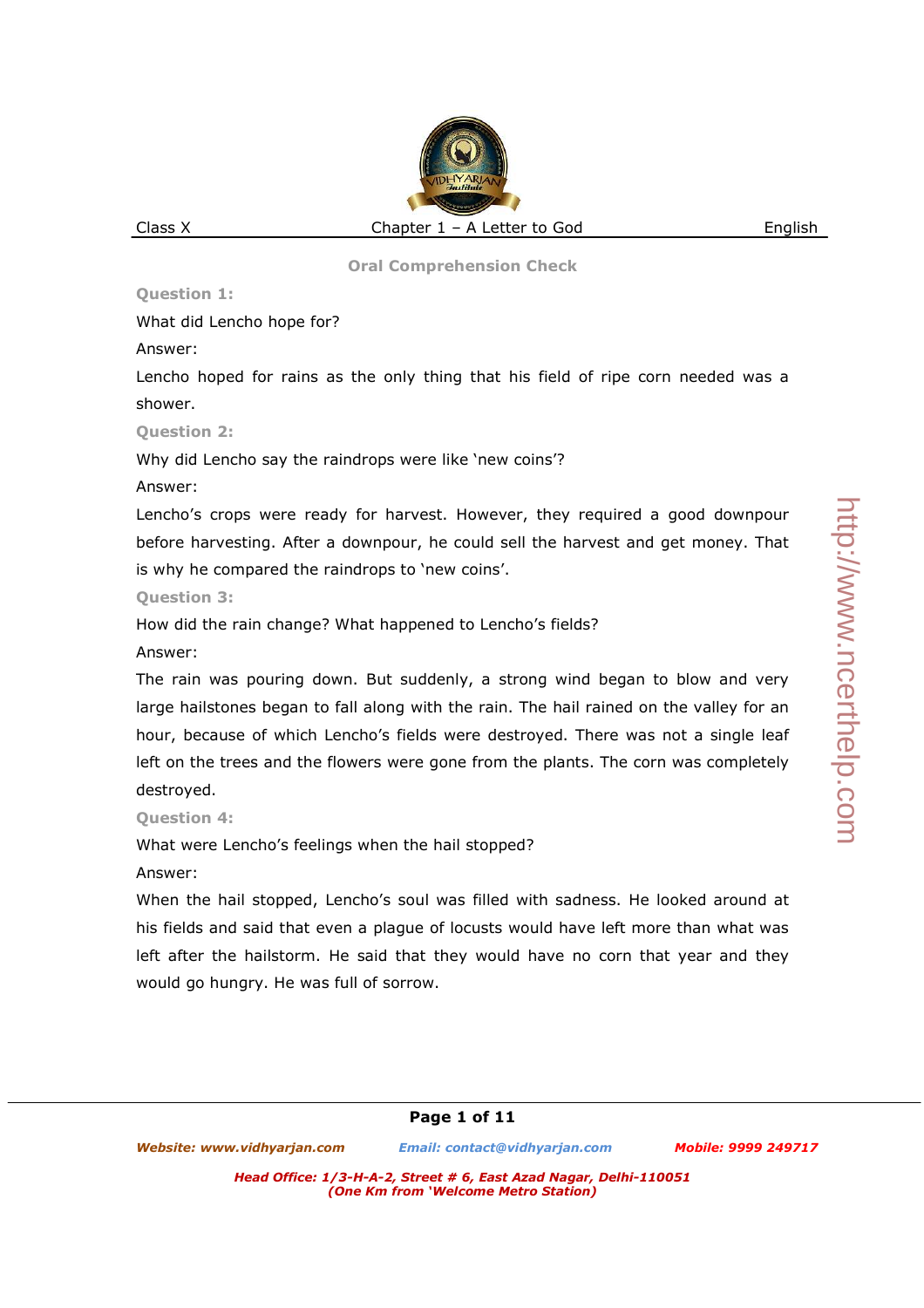## Oral Comprehension Check

**Question 1:**

What did Lencho hope for?

Answer:

Lencho hoped for rains as the only thing that his field of ripe corn needed was a shower.

**Question 2:**

Why did Lencho say the raindrops were like 'new coins'?

Answer:

Lencho's crops were ready for harvest. However, they required a good downpour before harvesting. After a downpour, he could sell the harvest and get money. That is why he compared the raindrops to 'new coins'.

**Question 3:**

How did the rain change? What happened to Lencho's fields?

Answer:

The rain was pouring down. But suddenly, a strong wind began to blow and very large hailstones began to fall along with the rain. The hail rained on the valley for an hour, because of which Lencho's fields were destroyed. There was not a single leaf left on the trees and the flowers were gone from the plants. The corn was completely destroyed.

**Question 4:**

What were Lencho's feelings when the hail stopped?

Answer:

When the hail stopped, Lencho's soul was filled with sadness. He looked around at his fields and said that even a plague of locusts would have left more than what was left after the hailstorm. He said that they would have no corn that year and they would go hungry. He was full of sorrow.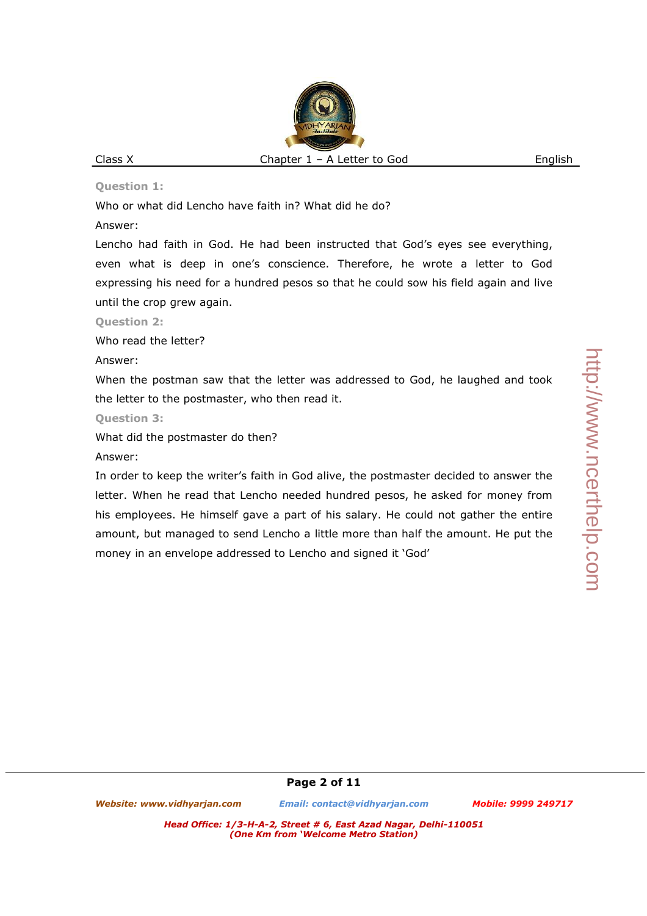**Question 1:**

Who or what did Lencho have faith in? What did he do?

Answer:

Lencho had faith in God. He had been instructed that God's eyes see everything, even what is deep in one's conscience. Therefore, he wrote a letter to God expressing his need for a hundred pesos so that he could sow his field again and live until the crop grew again.

**Question 2:**

Who read the letter?

Answer:

When the postman saw that the letter was addressed to God, he laughed and took the letter to the postmaster, who then read it.

**Question 3:**

What did the postmaster do then?

Answer:

In order to keep the writer's faith in God alive, the postmaster decided to answer the letter. When he read that Lencho needed hundred pesos, he asked for money from his employees. He himself gave a part of his salary. He could not gather the entire amount, but managed to send Lencho a little more than half the amount. He put the money in an envelope addressed to Lencho and signed it 'God'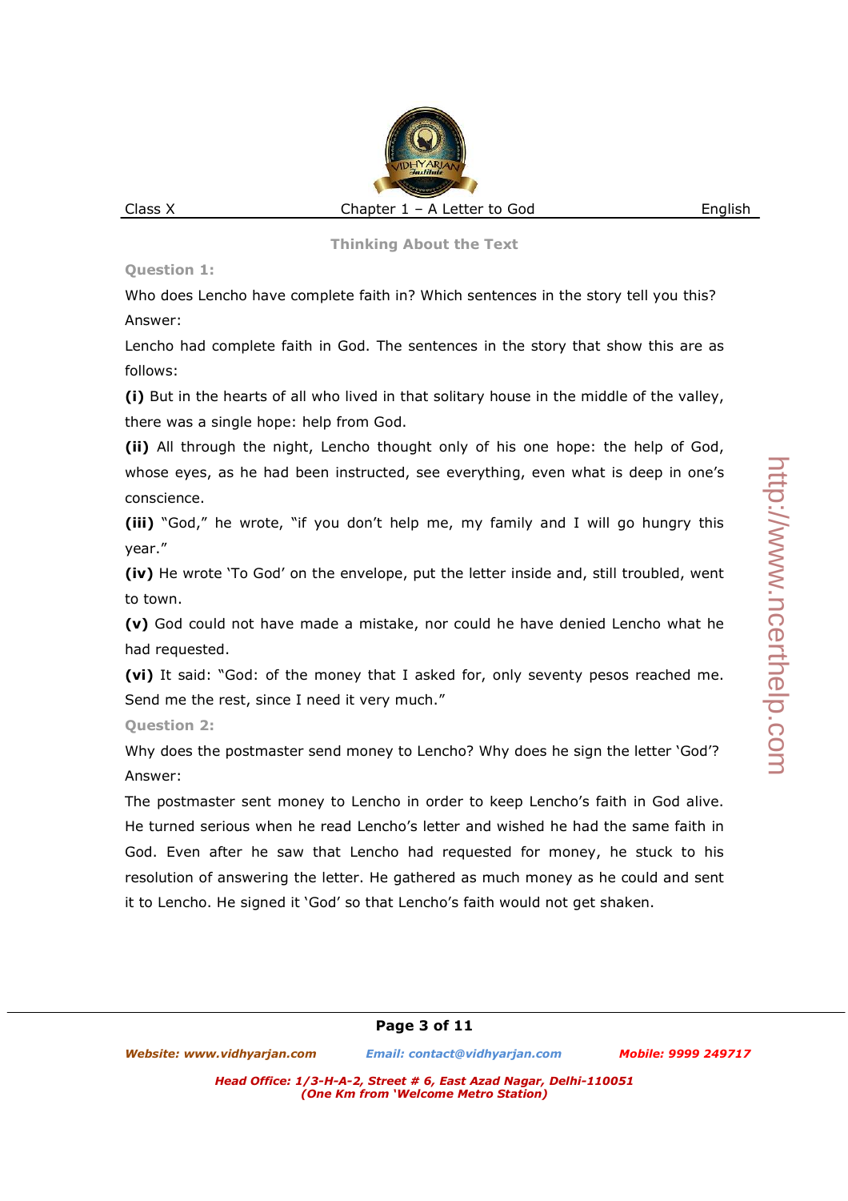## Thinking About the Text

**Question 1:**

Who does Lencho have complete faith in? Which sentences in the story tell you this?

Answer:

Lencho had complete faith in God. The sentences in the story that show this are as follows:

**(i)** But in the hearts of all who lived in that solitary house in the middle of the valley, there was a single hope: help from God.

**(ii)** All through the night, Lencho thought only of his one hope: the help of God, whose eyes, as he had been instructed, see everything, even what is deep in one's conscience.

**(iii)** "God," he wrote, "if you don't help me, my family and I will go hungry this year."

**(iv)** He wrote 'To God' on the envelope, put the letter inside and, still troubled, went to town.

**(v)** God could not have made a mistake, nor could he have denied Lencho what he had requested.

**(vi)** It said: "God: of the money that I asked for, only seventy pesos reached me. Send me the rest, since I need it very much."

**Question 2:**

Why does the postmaster send money to Lencho? Why does he sign the letter 'God'?

Answer:

The postmaster sent money to Lencho in order to keep Lencho's faith in God alive. He turned serious when he read Lencho's letter and wished he had the same faith in God. Even after he saw that Lencho had requested for money, he stuck to his resolution of answering the letter. He gathered as much money as he could and sent it to Lencho. He signed it 'God' so that Lencho's faith would not get shaken.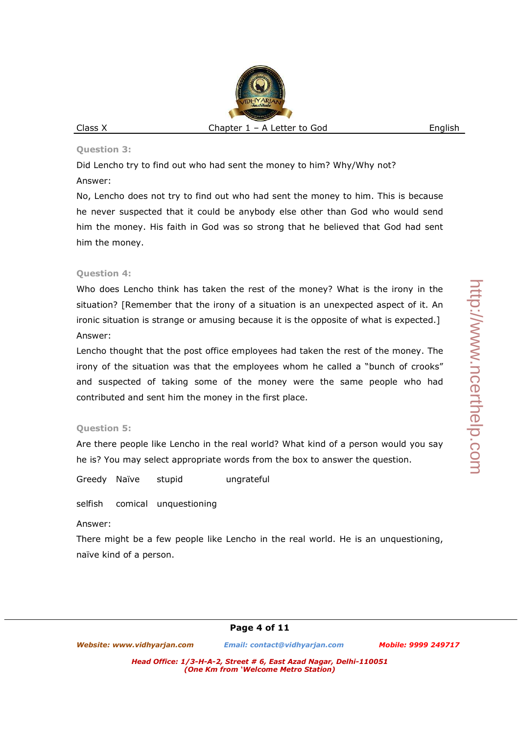**Question 3:**

Did Lencho try to find out who had sent the money to him? Why/Why not?

Answer:

No, Lencho does not try to find out who had sent the money to him. This is because he never suspected that it could be anybody else other than God who would send him the money. His faith in God was so strong that he believed that God had sent him the money.

**Question 4:**

Who does Lencho think has taken the rest of the money? What is the irony in the situation? [Remember that the irony of a situation is an unexpected aspect of it. An ironic situation is strange or amusing because it is the opposite of what is expected.]

Answer:

Lencho thought that the post office employees had taken the rest of the money. The irony of the situation was that the employees whom he called a "bunch of crooks" and suspected of taking some of the money were the same people who had contributed and sent him the money in the first place.

**Question 5:**

Are there people like Lencho in the real world? What kind of a person would you say he is? You may select appropriate words from the box to answer the question.

Greedy   Naïve   stupid   ungrateful

selfish   comical   unquestioning

Answer:

There might be a few people like Lencho in the real world. He is an unquestioning, naïve kind of a person.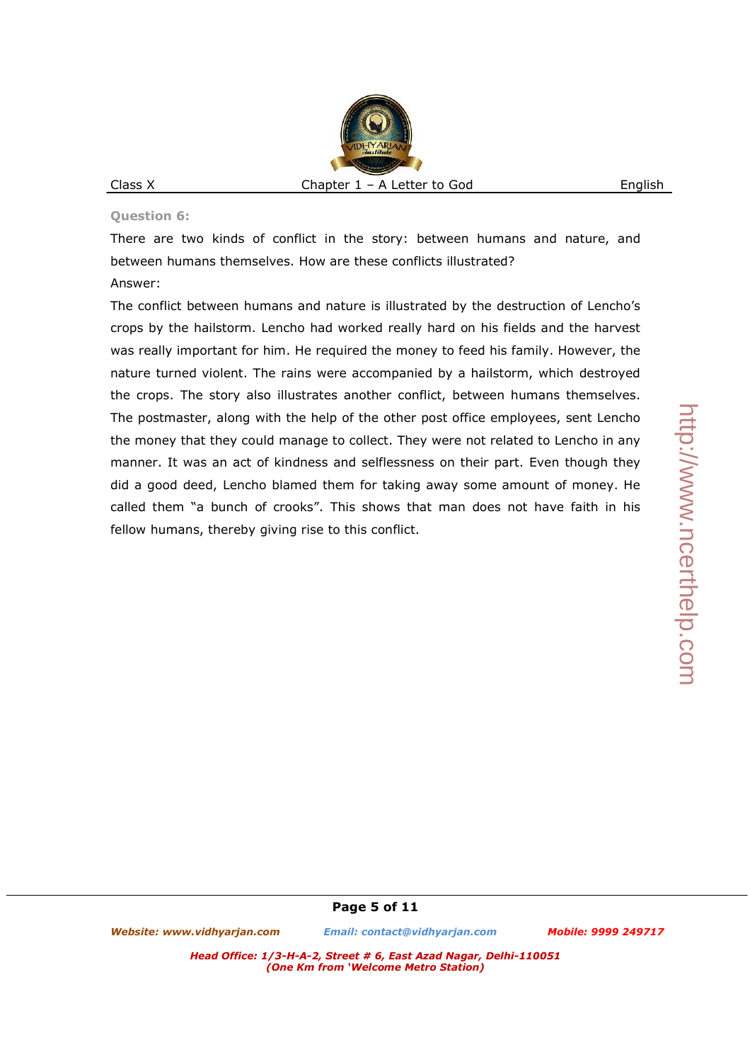**Question 6:**

There are two kinds of conflict in the story: between humans and nature, and between humans themselves. How are these conflicts illustrated?

Answer:

The conflict between humans and nature is illustrated by the destruction of Lencho's crops by the hailstorm. Lencho had worked really hard on his fields and the harvest was really important for him. He required the money to feed his family. However, the nature turned violent. The rains were accompanied by a hailstorm, which destroyed the crops. The story also illustrates another conflict, between humans themselves. The postmaster, along with the help of the other post office employees, sent Lencho the money that they could manage to collect. They were not related to Lencho in any manner. It was an act of kindness and selflessness on their part. Even though they did a good deed, Lencho blamed them for taking away some amount of money. He called them "a bunch of crooks". This shows that man does not have faith in his fellow humans, thereby giving rise to this conflict.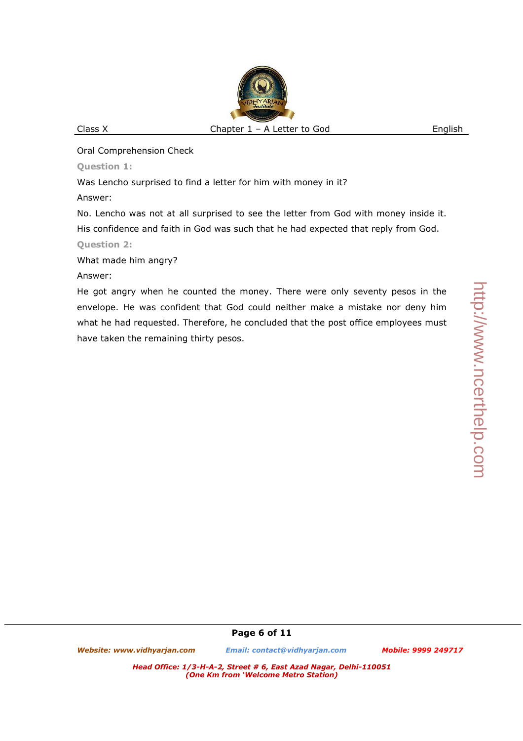Oral Comprehension Check

**Question 1:**

Was Lencho surprised to find a letter for him with money in it?

Answer:

No. Lencho was not at all surprised to see the letter from God with money inside it. His confidence and faith in God was such that he had expected that reply from God.

**Question 2:**

What made him angry?

Answer:

He got angry when he counted the money. There were only seventy pesos in the envelope. He was confident that God could neither make a mistake nor deny him what he had requested. Therefore, he concluded that the post office employees must have taken the remaining thirty pesos.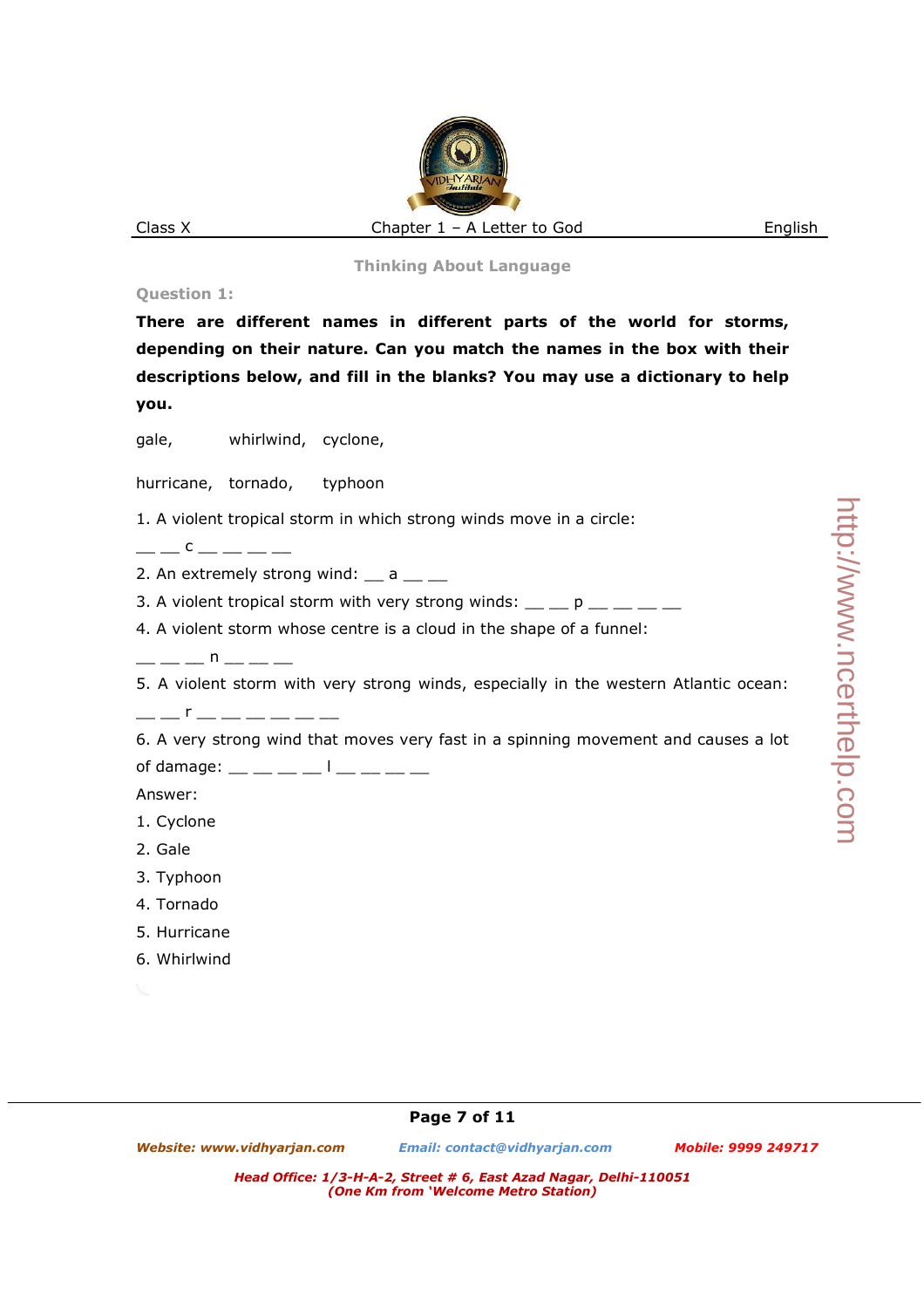## Thinking About Language

**Question 1:**

**There are different names in different parts of the world for storms, depending on their nature. Can you match the names in the box with their descriptions below, and fill in the blanks? You may use a dictionary to help you.**

gale, whirlwind, cyclone,

hurricane, tornado, typhoon

1. A violent tropical storm in which strong winds move in a circle: __ __ c __ __ __ __
2. An extremely strong wind: __ a __ __
3. A violent tropical storm with very strong winds: __ __ p __ __ __ __
4. A violent storm whose centre is a cloud in the shape of a funnel: __ __ __ n __ __ __
5. A violent storm with very strong winds, especially in the western Atlantic ocean: __ __ r __ __ __ __ __ __
6. A very strong wind that moves very fast in a spinning movement and causes a lot of damage: __ __ __ __ l __ __ __ __

Answer:

1. Cyclone
2. Gale
3. Typhoon
4. Tornado
5. Hurricane
6. Whirlwind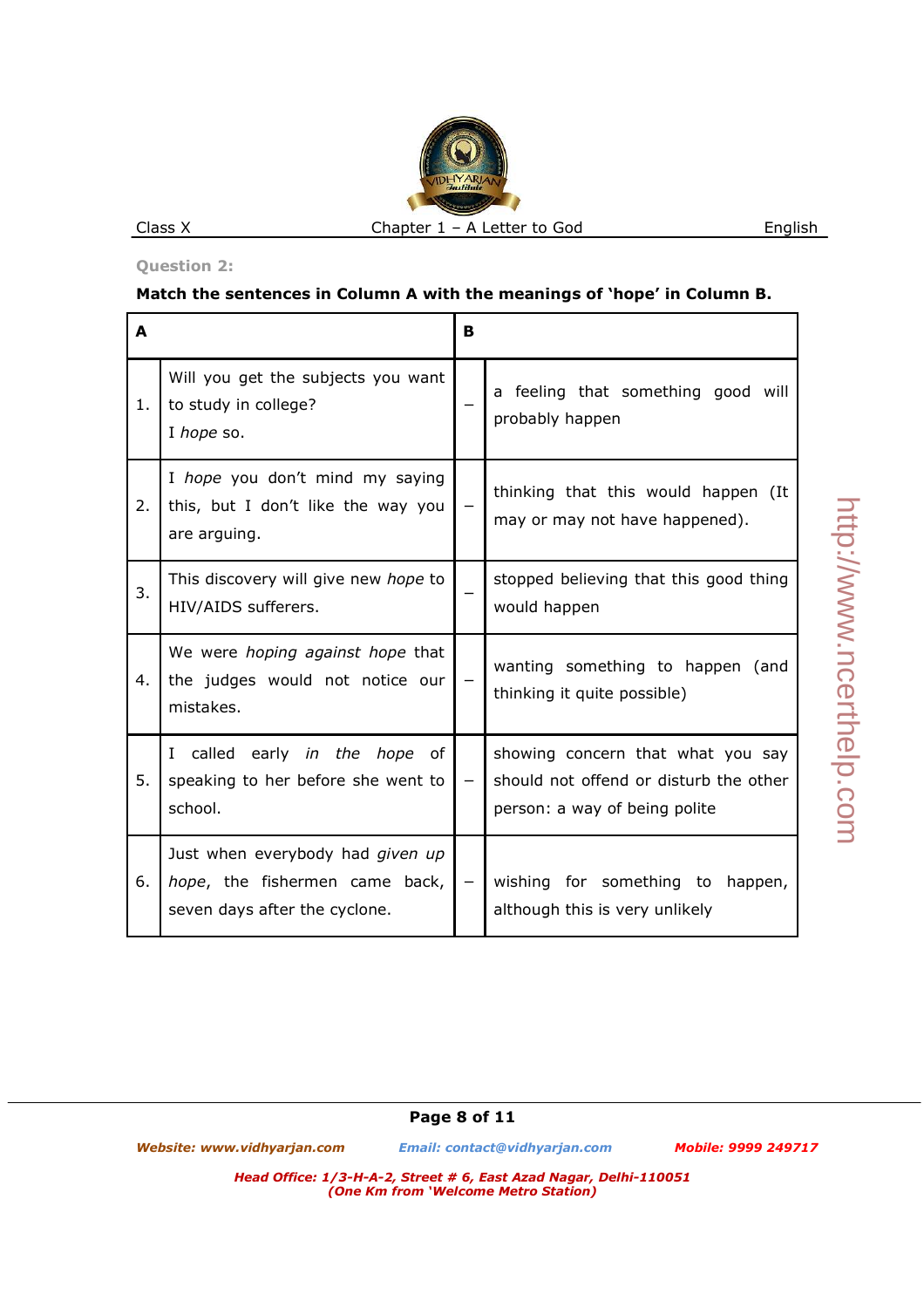**Question 2:**

**Match the sentences in Column A with the meanings of 'hope' in Column B.**

| | A | | B |
|---|---|---|---|
| 1. | Will you get the subjects you want to study in college? I *hope* so. | – | a feeling that something good will probably happen |
| 2. | I *hope* you don't mind my saying this, but I don't like the way you are arguing. | – | thinking that this would happen (It may or may not have happened). |
| 3. | This discovery will give new *hope* to HIV/AIDS sufferers. | – | stopped believing that this good thing would happen |
| 4. | We were *hoping against hope* that the judges would not notice our mistakes. | – | wanting something to happen (and thinking it quite possible) |
| 5. | I called early *in the hope* of speaking to her before she went to school. | – | showing concern that what you say should not offend or disturb the other person: a way of being polite |
| 6. | Just when everybody had *given up hope*, the fishermen came back, seven days after the cyclone. | – | wishing for something to happen, although this is very unlikely |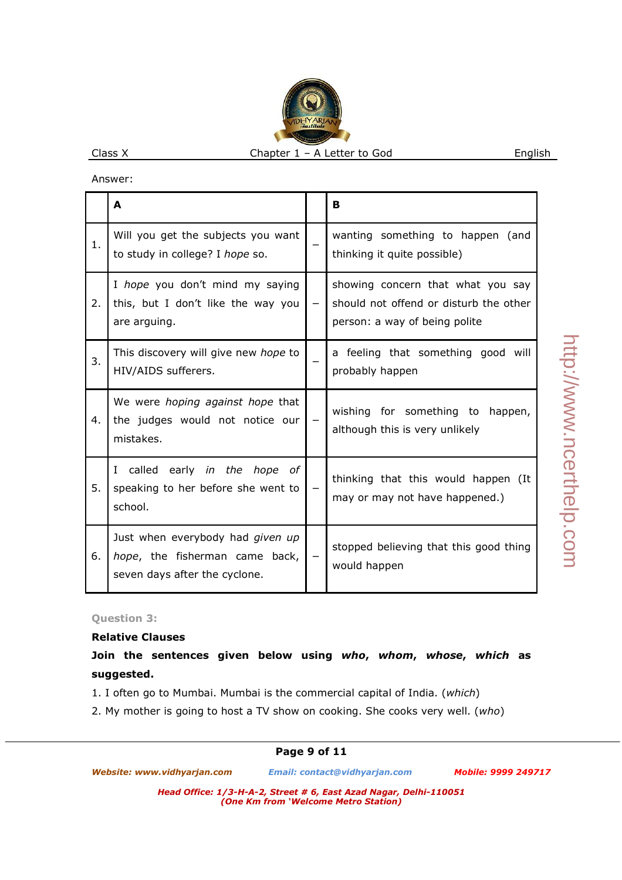Answer:

| | A | | B |
|---|---|---|---|
| 1. | Will you get the subjects you want to study in college? I *hope* so. | – | wanting something to happen (and thinking it quite possible) |
| 2. | I *hope* you don't mind my saying this, but I don't like the way you are arguing. | – | showing concern that what you say should not offend or disturb the other person: a way of being polite |
| 3. | This discovery will give new *hope* to HIV/AIDS sufferers. | – | a feeling that something good will probably happen |
| 4. | We were *hoping against hope* that the judges would not notice our mistakes. | – | wishing for something to happen, although this is very unlikely |
| 5. | I called early *in the hope of* speaking to her before she went to school. | – | thinking that this would happen (It may or may not have happened.) |
| 6. | Just when everybody had *given up hope*, the fisherman came back, seven days after the cyclone. | – | stopped believing that this good thing would happen |

**Question 3:**

**Relative Clauses**

**Join the sentences given below using *who*, *whom*, *whose*, *which* as suggested.**

1. I often go to Mumbai. Mumbai is the commercial capital of India. (*which*)
2. My mother is going to host a TV show on cooking. She cooks very well. (*who*)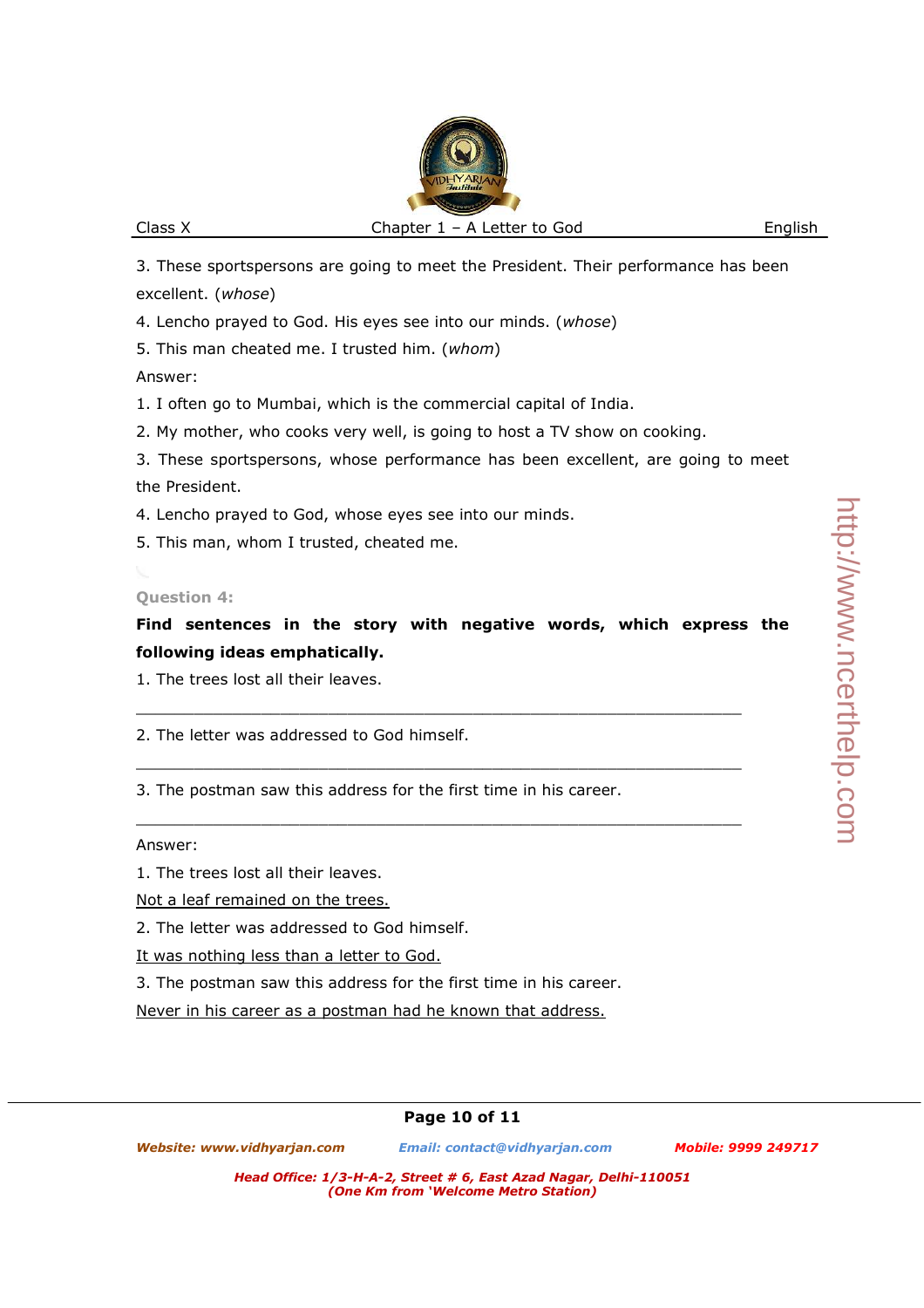3. These sportspersons are going to meet the President. Their performance has been excellent. (*whose*)

4. Lencho prayed to God. His eyes see into our minds. (*whose*)

5. This man cheated me. I trusted him. (*whom*)

Answer:

1. I often go to Mumbai, which is the commercial capital of India.
2. My mother, who cooks very well, is going to host a TV show on cooking.
3. These sportspersons, whose performance has been excellent, are going to meet the President.
4. Lencho prayed to God, whose eyes see into our minds.
5. This man, whom I trusted, cheated me.

**Question 4:**

**Find sentences in the story with negative words, which express the following ideas emphatically.**

1. The trees lost all their leaves.

______________________________________________________________

2. The letter was addressed to God himself.

______________________________________________________________

3. The postman saw this address for the first time in his career.

______________________________________________________________

Answer:

1. The trees lost all their leaves.

<u>Not a leaf remained on the trees.</u>

2. The letter was addressed to God himself.

<u>It was nothing less than a letter to God.</u>

3. The postman saw this address for the first time in his career.

<u>Never in his career as a postman had he known that address.</u>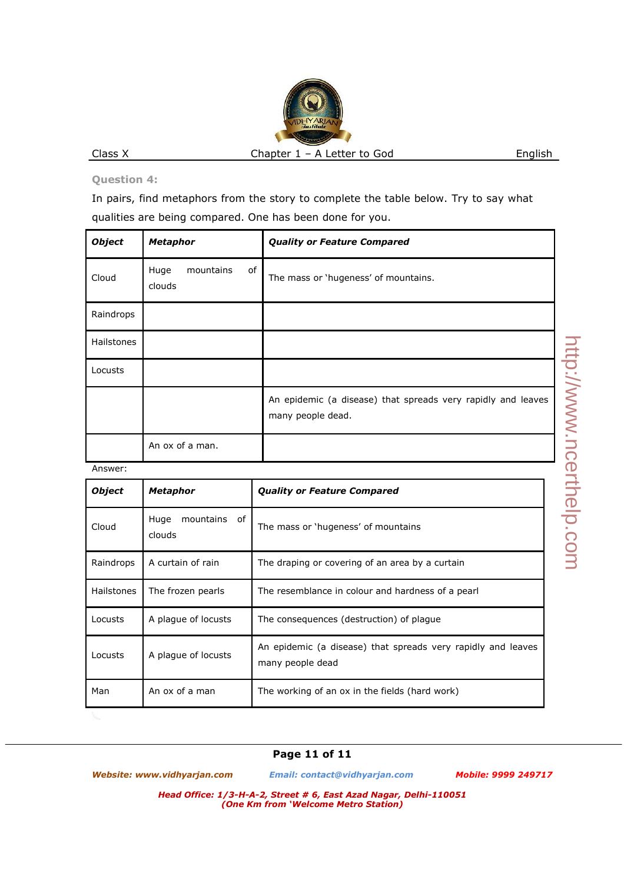**Question 4:**

In pairs, find metaphors from the story to complete the table below. Try to say what qualities are being compared. One has been done for you.

| ***Object*** | ***Metaphor*** | ***Quality or Feature Compared*** |
|---|---|---|
| Cloud | Huge mountains of clouds | The mass or 'hugeness' of mountains. |
| Raindrops | | |
| Hailstones | | |
| Locusts | | |
| | | An epidemic (a disease) that spreads very rapidly and leaves many people dead. |
| | An ox of a man. | |

Answer:

| ***Object*** | ***Metaphor*** | ***Quality or Feature Compared*** |
|---|---|---|
| Cloud | Huge mountains of clouds | The mass or 'hugeness' of mountains |
| Raindrops | A curtain of rain | The draping or covering of an area by a curtain |
| Hailstones | The frozen pearls | The resemblance in colour and hardness of a pearl |
| Locusts | A plague of locusts | The consequences (destruction) of plague |
| Locusts | A plague of locusts | An epidemic (a disease) that spreads very rapidly and leaves many people dead |
| Man | An ox of a man | The working of an ox in the fields (hard work) |